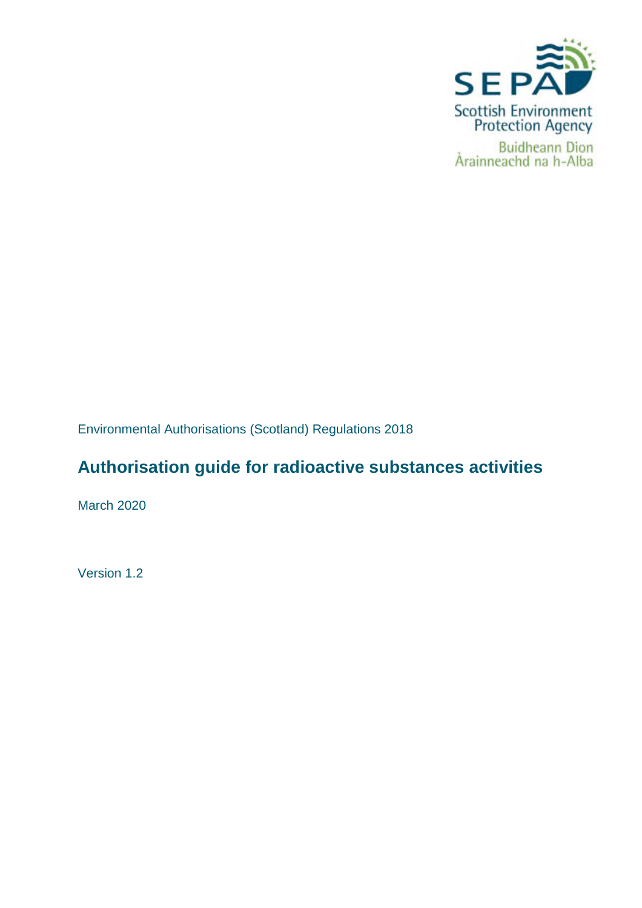SEPA

Scottish Environment Protection Agency

Buidheann Dìon Àrainneachd na h-Alba

Environmental Authorisations (Scotland) Regulations 2018

# Authorisation guide for radioactive substances activities

March 2020

Version 1.2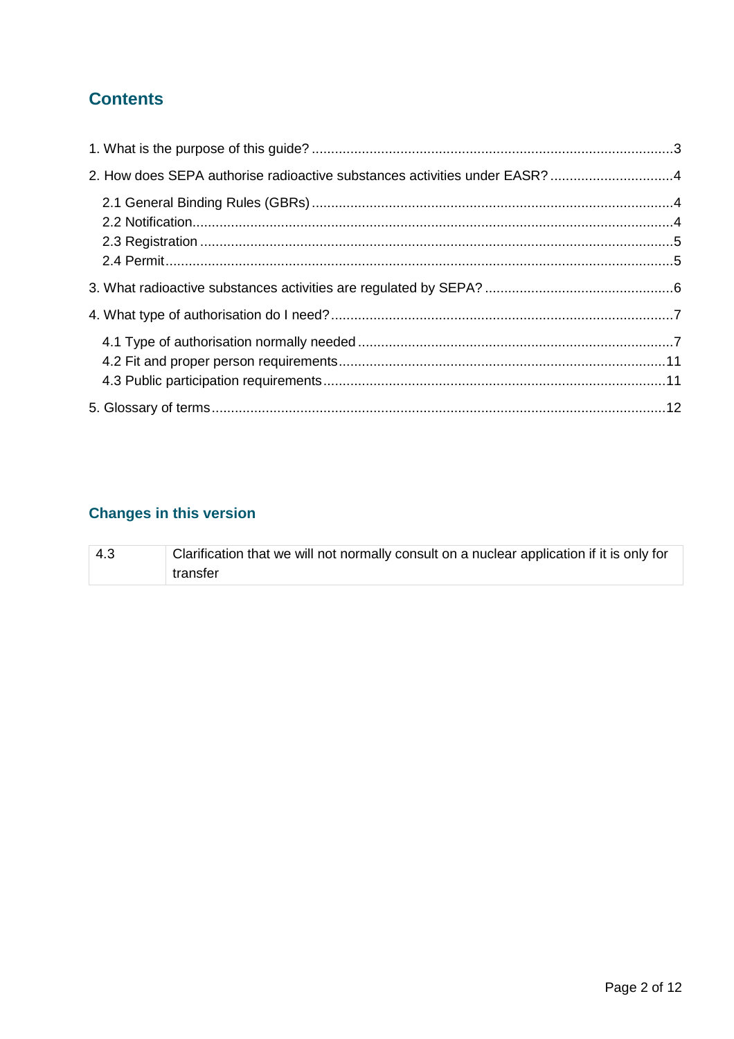## Contents

1. What is the purpose of this guide? .....3
2. How does SEPA authorise radioactive substances activities under EASR? .....4
   - 2.1 General Binding Rules (GBRs) .....4
   - 2.2 Notification .....4
   - 2.3 Registration .....5
   - 2.4 Permit .....5
3. What radioactive substances activities are regulated by SEPA? .....6
4. What type of authorisation do I need? .....7
   - 4.1 Type of authorisation normally needed .....7
   - 4.2 Fit and proper person requirements .....11
   - 4.3 Public participation requirements .....11
5. Glossary of terms .....12

## Changes in this version

| | |
|---|---|
| 4.3 | Clarification that we will not normally consult on a nuclear application if it is only for transfer |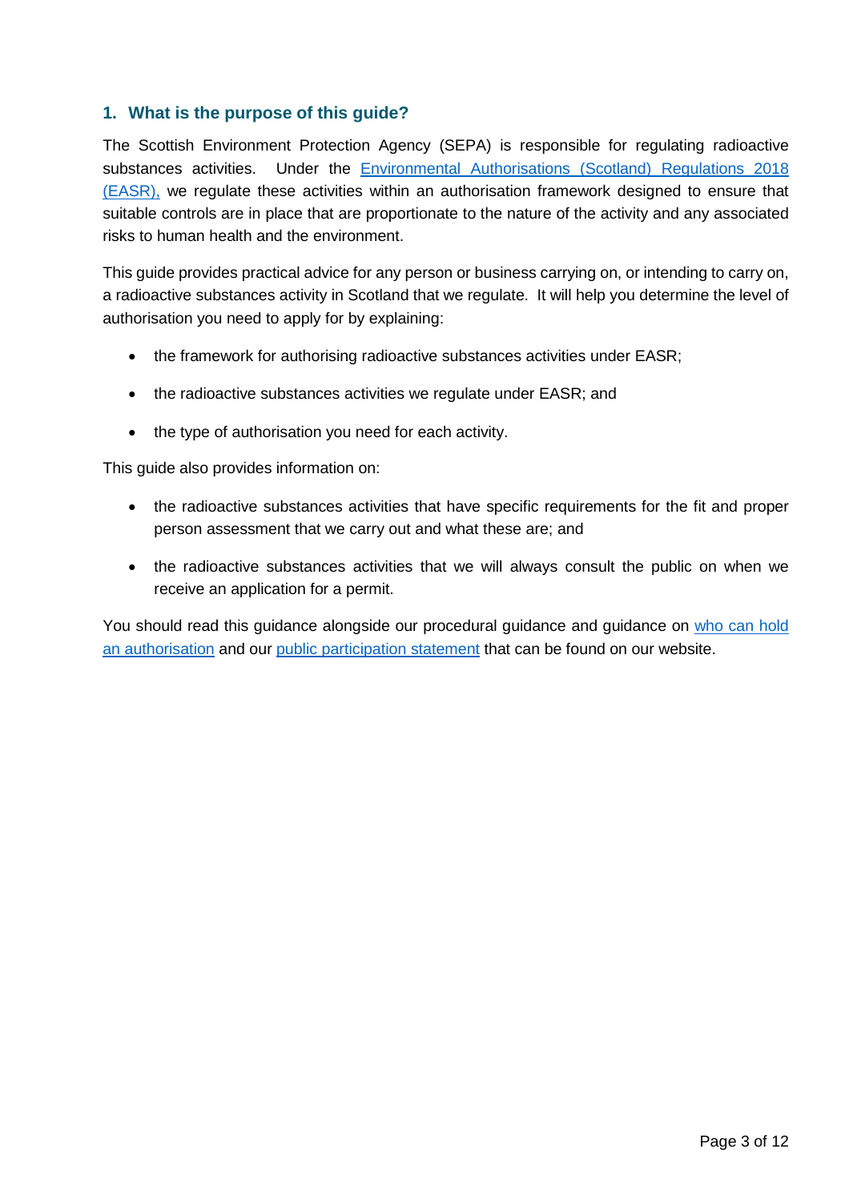## 1. What is the purpose of this guide?

The Scottish Environment Protection Agency (SEPA) is responsible for regulating radioactive substances activities. Under the Environmental Authorisations (Scotland) Regulations 2018 (EASR), we regulate these activities within an authorisation framework designed to ensure that suitable controls are in place that are proportionate to the nature of the activity and any associated risks to human health and the environment.

This guide provides practical advice for any person or business carrying on, or intending to carry on, a radioactive substances activity in Scotland that we regulate. It will help you determine the level of authorisation you need to apply for by explaining:

- the framework for authorising radioactive substances activities under EASR;
- the radioactive substances activities we regulate under EASR; and
- the type of authorisation you need for each activity.

This guide also provides information on:

- the radioactive substances activities that have specific requirements for the fit and proper person assessment that we carry out and what these are; and
- the radioactive substances activities that we will always consult the public on when we receive an application for a permit.

You should read this guidance alongside our procedural guidance and guidance on who can hold an authorisation and our public participation statement that can be found on our website.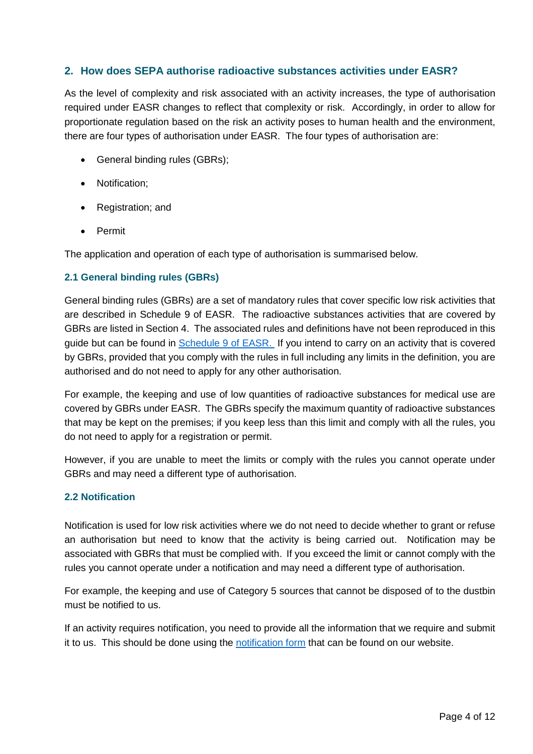## 2. How does SEPA authorise radioactive substances activities under EASR?

As the level of complexity and risk associated with an activity increases, the type of authorisation required under EASR changes to reflect that complexity or risk. Accordingly, in order to allow for proportionate regulation based on the risk an activity poses to human health and the environment, there are four types of authorisation under EASR. The four types of authorisation are:

- General binding rules (GBRs);
- Notification;
- Registration; and
- Permit

The application and operation of each type of authorisation is summarised below.

### 2.1 General binding rules (GBRs)

General binding rules (GBRs) are a set of mandatory rules that cover specific low risk activities that are described in Schedule 9 of EASR. The radioactive substances activities that are covered by GBRs are listed in Section 4. The associated rules and definitions have not been reproduced in this guide but can be found in Schedule 9 of EASR. If you intend to carry on an activity that is covered by GBRs, provided that you comply with the rules in full including any limits in the definition, you are authorised and do not need to apply for any other authorisation.

For example, the keeping and use of low quantities of radioactive substances for medical use are covered by GBRs under EASR. The GBRs specify the maximum quantity of radioactive substances that may be kept on the premises; if you keep less than this limit and comply with all the rules, you do not need to apply for a registration or permit.

However, if you are unable to meet the limits or comply with the rules you cannot operate under GBRs and may need a different type of authorisation.

### 2.2 Notification

Notification is used for low risk activities where we do not need to decide whether to grant or refuse an authorisation but need to know that the activity is being carried out. Notification may be associated with GBRs that must be complied with. If you exceed the limit or cannot comply with the rules you cannot operate under a notification and may need a different type of authorisation.

For example, the keeping and use of Category 5 sources that cannot be disposed of to the dustbin must be notified to us.

If an activity requires notification, you need to provide all the information that we require and submit it to us. This should be done using the notification form that can be found on our website.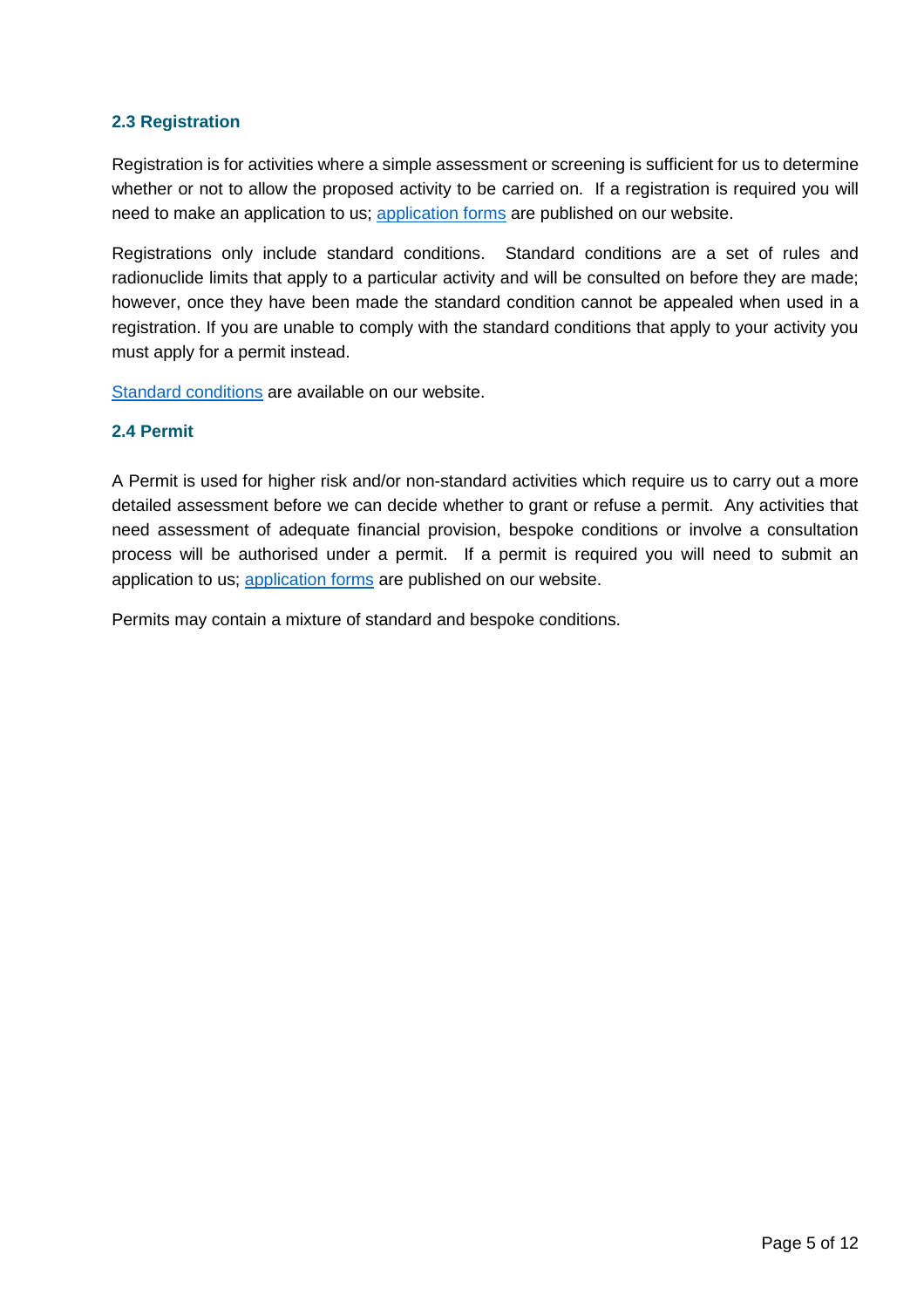### 2.3 Registration

Registration is for activities where a simple assessment or screening is sufficient for us to determine whether or not to allow the proposed activity to be carried on. If a registration is required you will need to make an application to us; application forms are published on our website.

Registrations only include standard conditions. Standard conditions are a set of rules and radionuclide limits that apply to a particular activity and will be consulted on before they are made; however, once they have been made the standard condition cannot be appealed when used in a registration. If you are unable to comply with the standard conditions that apply to your activity you must apply for a permit instead.

Standard conditions are available on our website.

### 2.4 Permit

A Permit is used for higher risk and/or non-standard activities which require us to carry out a more detailed assessment before we can decide whether to grant or refuse a permit. Any activities that need assessment of adequate financial provision, bespoke conditions or involve a consultation process will be authorised under a permit. If a permit is required you will need to submit an application to us; application forms are published on our website.

Permits may contain a mixture of standard and bespoke conditions.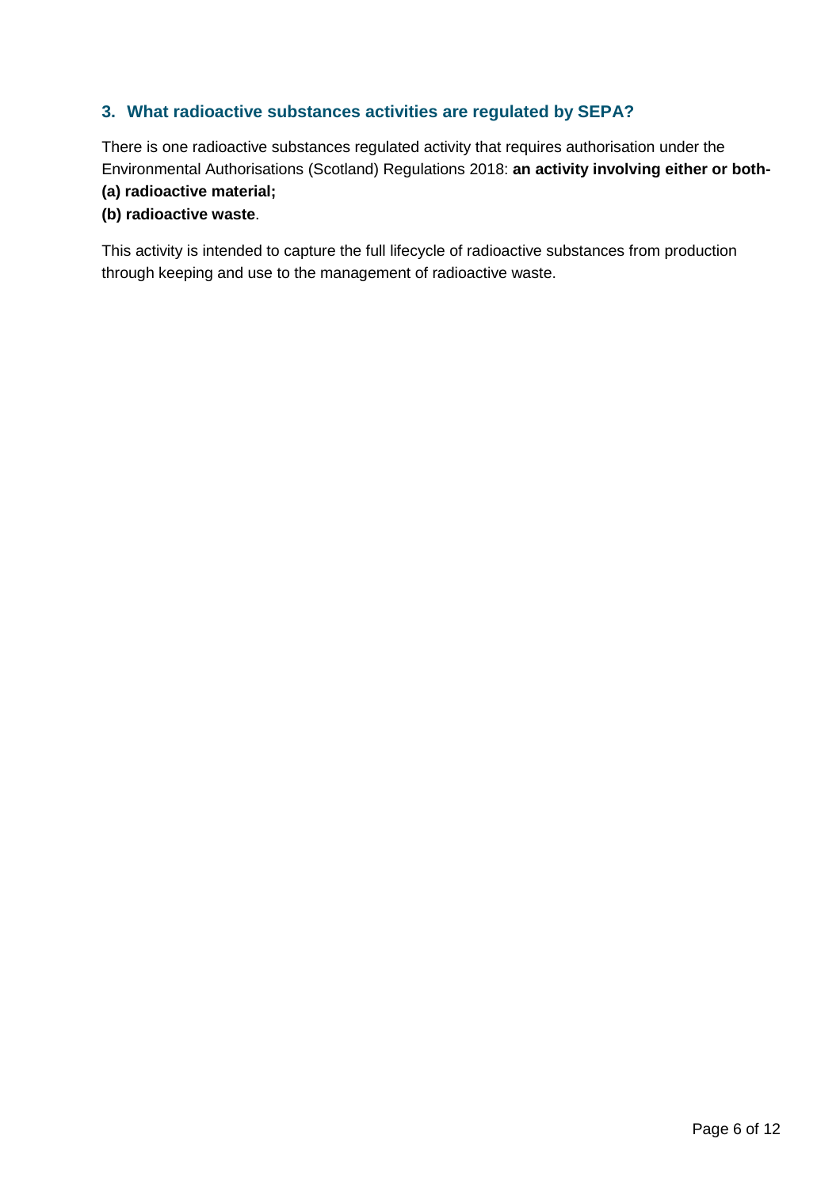## 3. What radioactive substances activities are regulated by SEPA?

There is one radioactive substances regulated activity that requires authorisation under the Environmental Authorisations (Scotland) Regulations 2018: **an activity involving either or both-**
**(a) radioactive material;**
**(b) radioactive waste**.

This activity is intended to capture the full lifecycle of radioactive substances from production through keeping and use to the management of radioactive waste.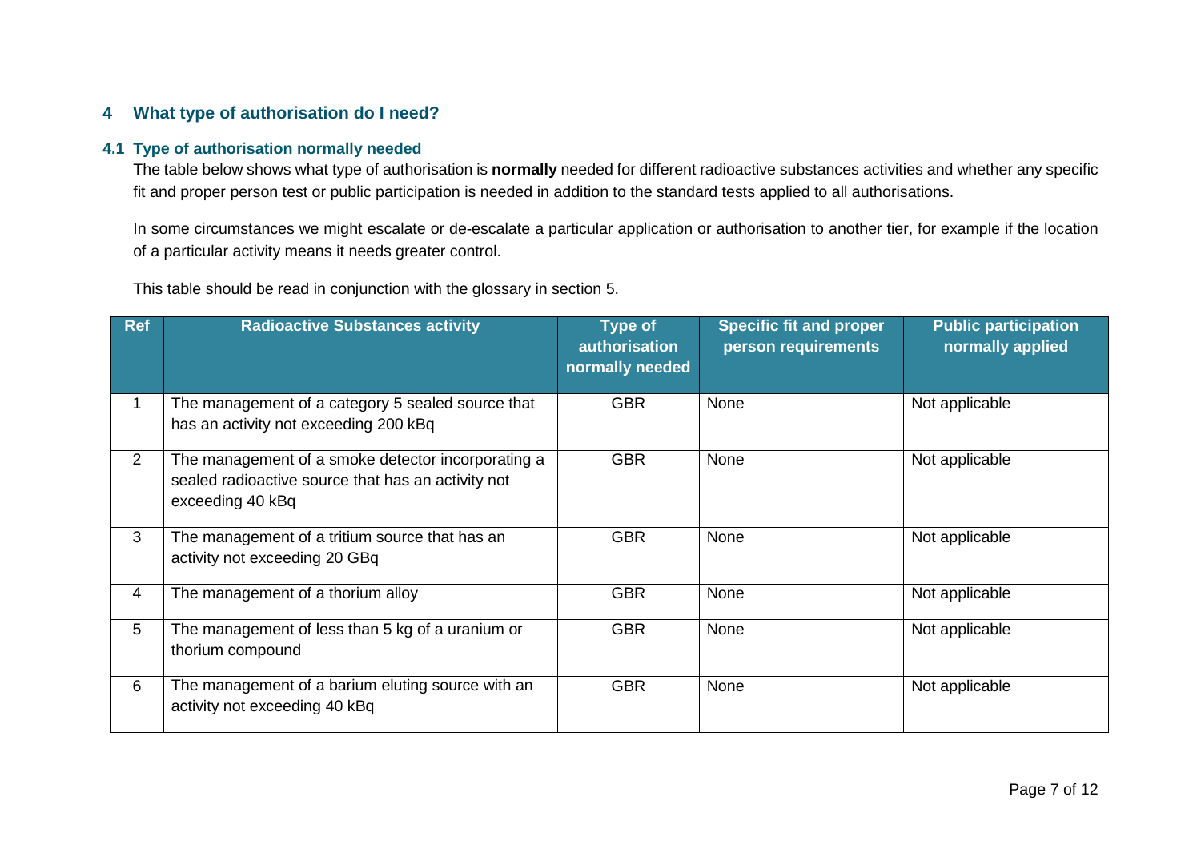## 4 What type of authorisation do I need?

### 4.1 Type of authorisation normally needed

The table below shows what type of authorisation is **normally** needed for different radioactive substances activities and whether any specific fit and proper person test or public participation is needed in addition to the standard tests applied to all authorisations.

In some circumstances we might escalate or de-escalate a particular application or authorisation to another tier, for example if the location of a particular activity means it needs greater control.

This table should be read in conjunction with the glossary in section 5.

| Ref | Radioactive Substances activity | Type of authorisation normally needed | Specific fit and proper person requirements | Public participation normally applied |
|---|---|---|---|---|
| 1 | The management of a category 5 sealed source that has an activity not exceeding 200 kBq | GBR | None | Not applicable |
| 2 | The management of a smoke detector incorporating a sealed radioactive source that has an activity not exceeding 40 kBq | GBR | None | Not applicable |
| 3 | The management of a tritium source that has an activity not exceeding 20 GBq | GBR | None | Not applicable |
| 4 | The management of a thorium alloy | GBR | None | Not applicable |
| 5 | The management of less than 5 kg of a uranium or thorium compound | GBR | None | Not applicable |
| 6 | The management of a barium eluting source with an activity not exceeding 40 kBq | GBR | None | Not applicable |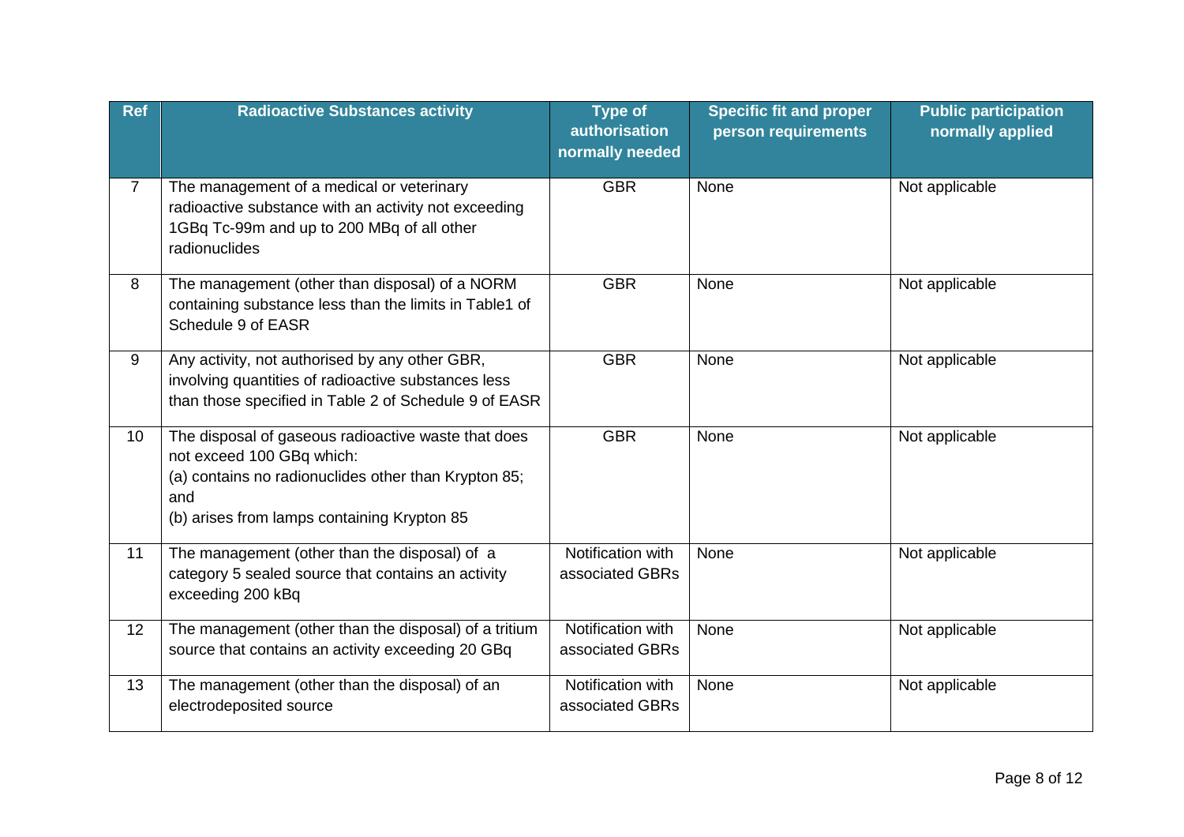| Ref | Radioactive Substances activity | Type of authorisation normally needed | Specific fit and proper person requirements | Public participation normally applied |
|---|---|---|---|---|
| 7 | The management of a medical or veterinary radioactive substance with an activity not exceeding 1GBq Tc-99m and up to 200 MBq of all other radionuclides | GBR | None | Not applicable |
| 8 | The management (other than disposal) of a NORM containing substance less than the limits in Table1 of Schedule 9 of EASR | GBR | None | Not applicable |
| 9 | Any activity, not authorised by any other GBR, involving quantities of radioactive substances less than those specified in Table 2 of Schedule 9 of EASR | GBR | None | Not applicable |
| 10 | The disposal of gaseous radioactive waste that does not exceed 100 GBq which:<br>(a) contains no radionuclides other than Krypton 85; and<br>(b) arises from lamps containing Krypton 85 | GBR | None | Not applicable |
| 11 | The management (other than the disposal) of a category 5 sealed source that contains an activity exceeding 200 kBq | Notification with associated GBRs | None | Not applicable |
| 12 | The management (other than the disposal) of a tritium source that contains an activity exceeding 20 GBq | Notification with associated GBRs | None | Not applicable |
| 13 | The management (other than the disposal) of an electrodeposited source | Notification with associated GBRs | None | Not applicable |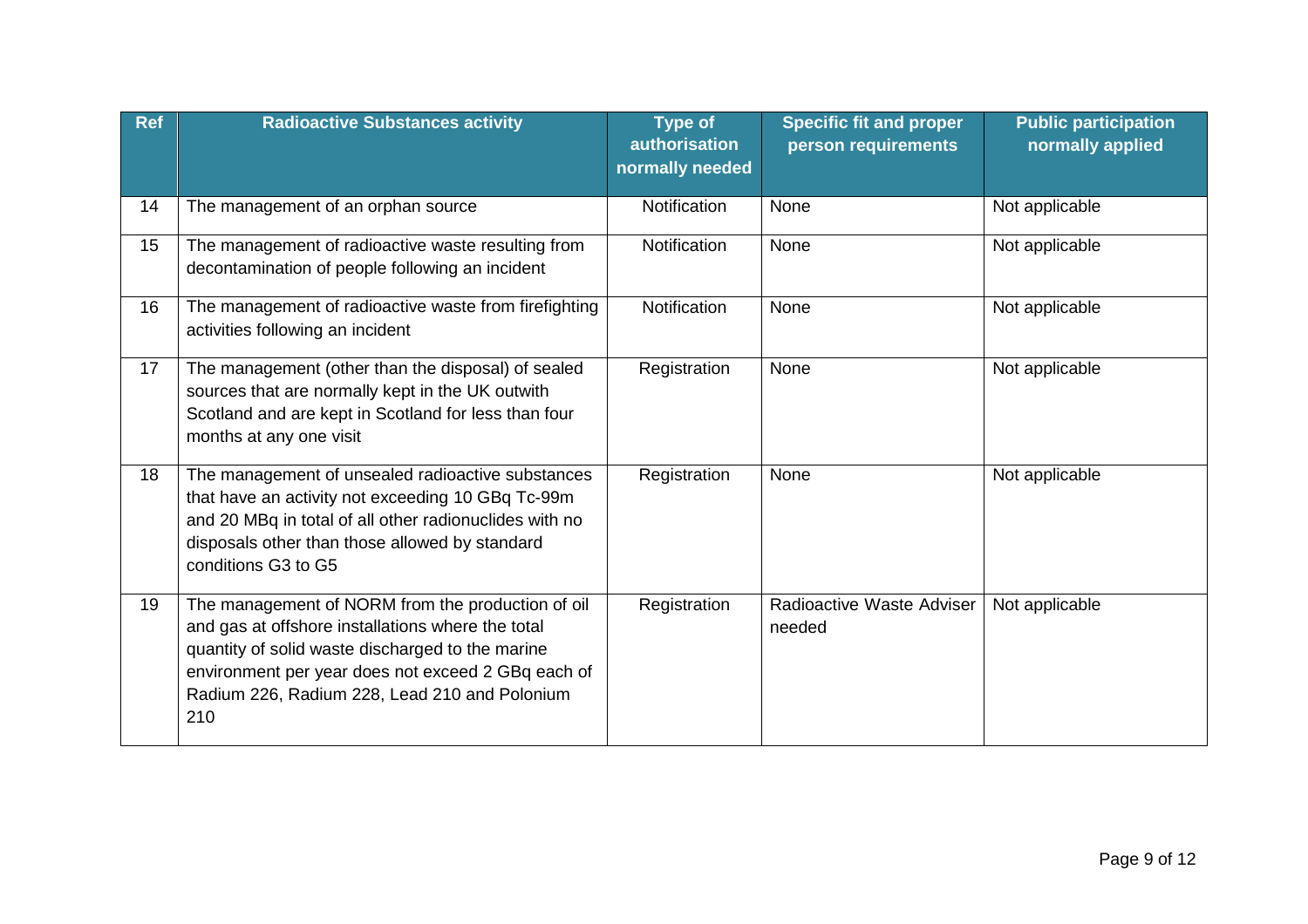| Ref | Radioactive Substances activity | Type of authorisation normally needed | Specific fit and proper person requirements | Public participation normally applied |
|---|---|---|---|---|
| 14 | The management of an orphan source | Notification | None | Not applicable |
| 15 | The management of radioactive waste resulting from decontamination of people following an incident | Notification | None | Not applicable |
| 16 | The management of radioactive waste from firefighting activities following an incident | Notification | None | Not applicable |
| 17 | The management (other than the disposal) of sealed sources that are normally kept in the UK outwith Scotland and are kept in Scotland for less than four months at any one visit | Registration | None | Not applicable |
| 18 | The management of unsealed radioactive substances that have an activity not exceeding 10 GBq Tc-99m and 20 MBq in total of all other radionuclides with no disposals other than those allowed by standard conditions G3 to G5 | Registration | None | Not applicable |
| 19 | The management of NORM from the production of oil and gas at offshore installations where the total quantity of solid waste discharged to the marine environment per year does not exceed 2 GBq each of Radium 226, Radium 228, Lead 210 and Polonium 210 | Registration | Radioactive Waste Adviser needed | Not applicable |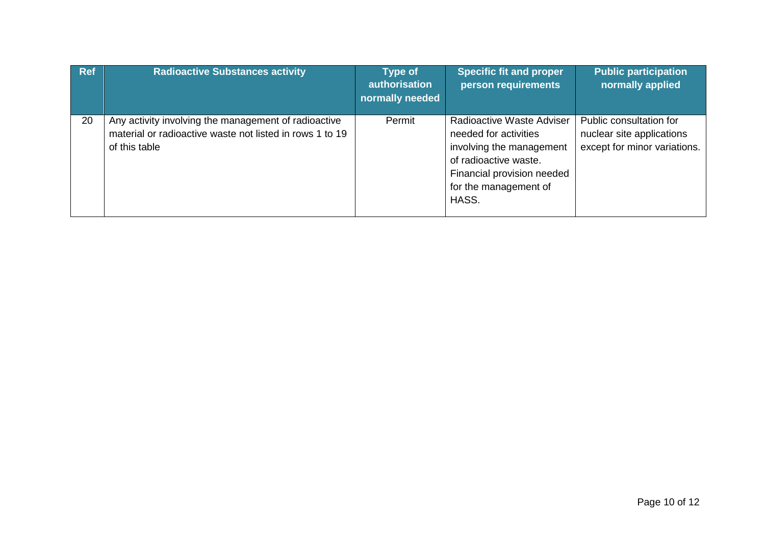| Ref | Radioactive Substances activity | Type of authorisation normally needed | Specific fit and proper person requirements | Public participation normally applied |
|---|---|---|---|---|
| 20 | Any activity involving the management of radioactive material or radioactive waste not listed in rows 1 to 19 of this table | Permit | Radioactive Waste Adviser needed for activities involving the management of radioactive waste. Financial provision needed for the management of HASS. | Public consultation for nuclear site applications except for minor variations. |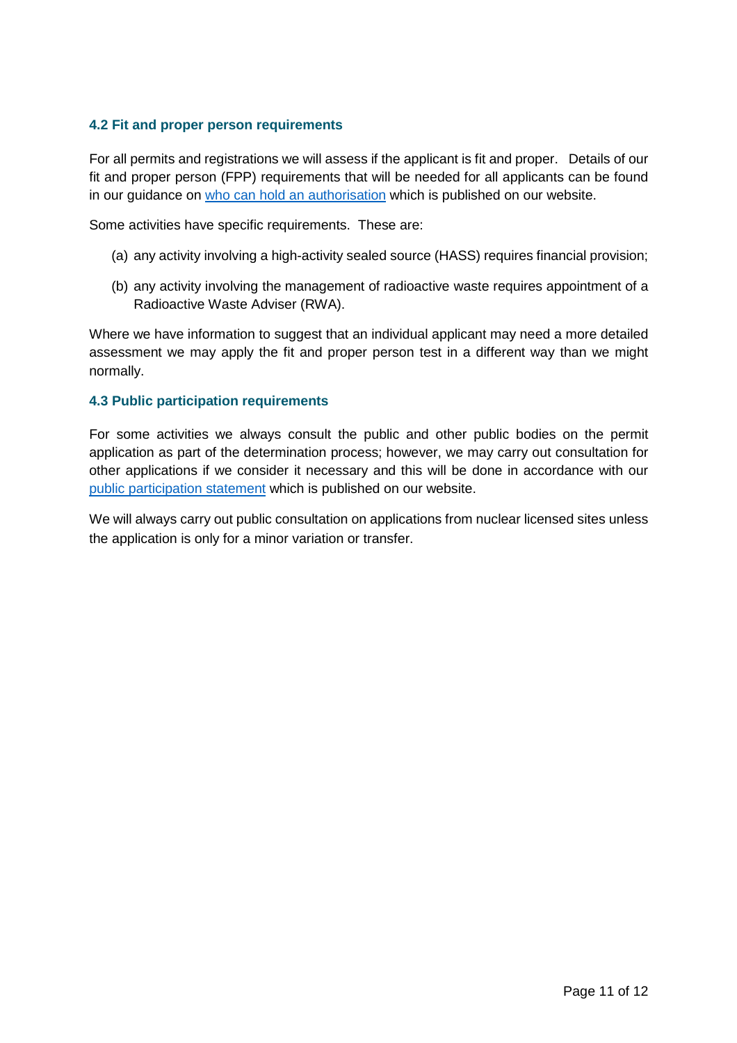### 4.2 Fit and proper person requirements

For all permits and registrations we will assess if the applicant is fit and proper. Details of our fit and proper person (FPP) requirements that will be needed for all applicants can be found in our guidance on [who can hold an authorisation]() which is published on our website.

Some activities have specific requirements. These are:

(a) any activity involving a high-activity sealed source (HASS) requires financial provision;

(b) any activity involving the management of radioactive waste requires appointment of a Radioactive Waste Adviser (RWA).

Where we have information to suggest that an individual applicant may need a more detailed assessment we may apply the fit and proper person test in a different way than we might normally.

### 4.3 Public participation requirements

For some activities we always consult the public and other public bodies on the permit application as part of the determination process; however, we may carry out consultation for other applications if we consider it necessary and this will be done in accordance with our [public participation statement]() which is published on our website.

We will always carry out public consultation on applications from nuclear licensed sites unless the application is only for a minor variation or transfer.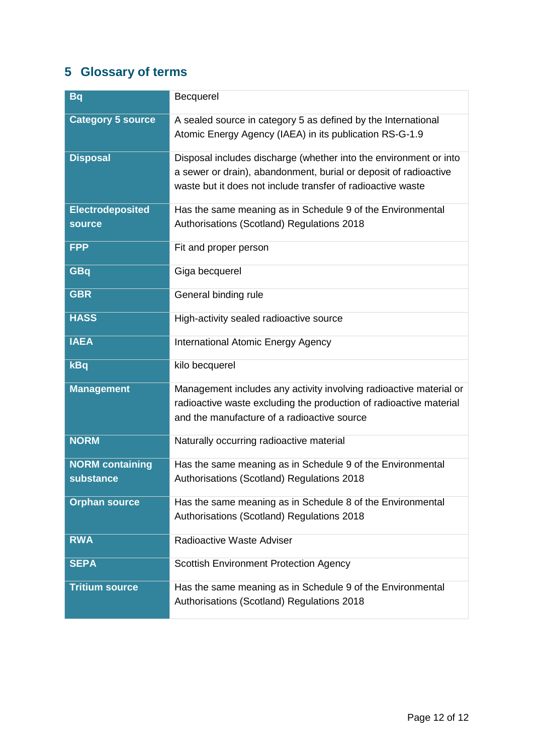## 5 Glossary of terms

| | |
|---|---|
| **Bq** | Becquerel |
| **Category 5 source** | A sealed source in category 5 as defined by the International Atomic Energy Agency (IAEA) in its publication RS-G-1.9 |
| **Disposal** | Disposal includes discharge (whether into the environment or into a sewer or drain), abandonment, burial or deposit of radioactive waste but it does not include transfer of radioactive waste |
| **Electrodeposited source** | Has the same meaning as in Schedule 9 of the Environmental Authorisations (Scotland) Regulations 2018 |
| **FPP** | Fit and proper person |
| **GBq** | Giga becquerel |
| **GBR** | General binding rule |
| **HASS** | High-activity sealed radioactive source |
| **IAEA** | International Atomic Energy Agency |
| **kBq** | kilo becquerel |
| **Management** | Management includes any activity involving radioactive material or radioactive waste excluding the production of radioactive material and the manufacture of a radioactive source |
| **NORM** | Naturally occurring radioactive material |
| **NORM containing substance** | Has the same meaning as in Schedule 9 of the Environmental Authorisations (Scotland) Regulations 2018 |
| **Orphan source** | Has the same meaning as in Schedule 8 of the Environmental Authorisations (Scotland) Regulations 2018 |
| **RWA** | Radioactive Waste Adviser |
| **SEPA** | Scottish Environment Protection Agency |
| **Tritium source** | Has the same meaning as in Schedule 9 of the Environmental Authorisations (Scotland) Regulations 2018 |